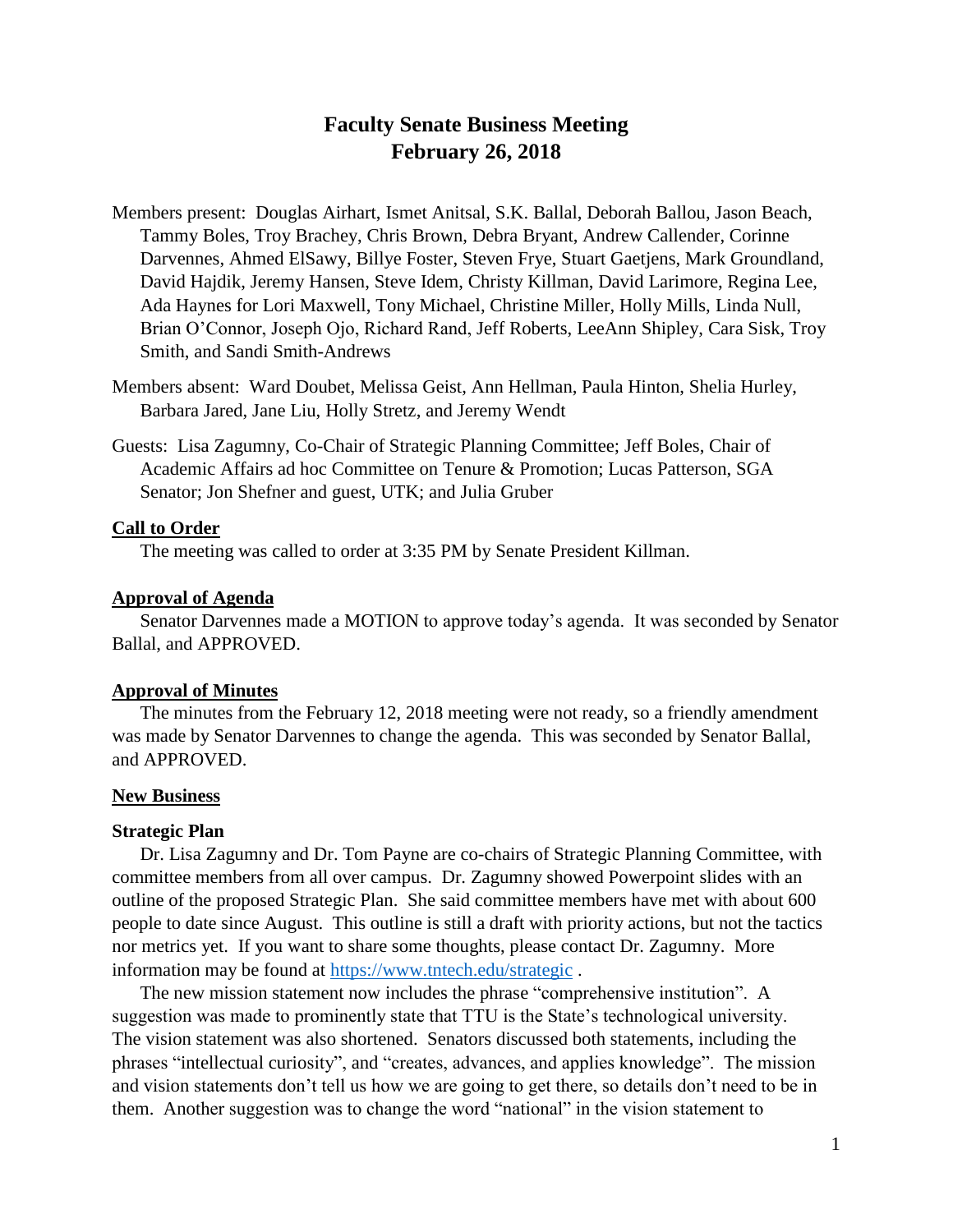# Faculty Senate Business Meeting
# February 26, 2018

Members present: Douglas Airhart, Ismet Anitsal, S.K. Ballal, Deborah Ballou, Jason Beach, Tammy Boles, Troy Brachey, Chris Brown, Debra Bryant, Andrew Callender, Corinne Darvennes, Ahmed ElSawy, Billye Foster, Steven Frye, Stuart Gaetjens, Mark Groundland, David Hajdik, Jeremy Hansen, Steve Idem, Christy Killman, David Larimore, Regina Lee, Ada Haynes for Lori Maxwell, Tony Michael, Christine Miller, Holly Mills, Linda Null, Brian O'Connor, Joseph Ojo, Richard Rand, Jeff Roberts, LeeAnn Shipley, Cara Sisk, Troy Smith, and Sandi Smith-Andrews

Members absent: Ward Doubet, Melissa Geist, Ann Hellman, Paula Hinton, Shelia Hurley, Barbara Jared, Jane Liu, Holly Stretz, and Jeremy Wendt

Guests: Lisa Zagumny, Co-Chair of Strategic Planning Committee; Jeff Boles, Chair of Academic Affairs ad hoc Committee on Tenure & Promotion; Lucas Patterson, SGA Senator; Jon Shefner and guest, UTK; and Julia Gruber

## Call to Order

The meeting was called to order at 3:35 PM by Senate President Killman.

## Approval of Agenda

Senator Darvennes made a MOTION to approve today's agenda. It was seconded by Senator Ballal, and APPROVED.

## Approval of Minutes

The minutes from the February 12, 2018 meeting were not ready, so a friendly amendment was made by Senator Darvennes to change the agenda. This was seconded by Senator Ballal, and APPROVED.

## New Business

### Strategic Plan

Dr. Lisa Zagumny and Dr. Tom Payne are co-chairs of Strategic Planning Committee, with committee members from all over campus. Dr. Zagumny showed Powerpoint slides with an outline of the proposed Strategic Plan. She said committee members have met with about 600 people to date since August. This outline is still a draft with priority actions, but not the tactics nor metrics yet. If you want to share some thoughts, please contact Dr. Zagumny. More information may be found at https://www.tntech.edu/strategic .

The new mission statement now includes the phrase "comprehensive institution". A suggestion was made to prominently state that TTU is the State's technological university. The vision statement was also shortened. Senators discussed both statements, including the phrases "intellectual curiosity", and "creates, advances, and applies knowledge". The mission and vision statements don't tell us how we are going to get there, so details don't need to be in them. Another suggestion was to change the word "national" in the vision statement to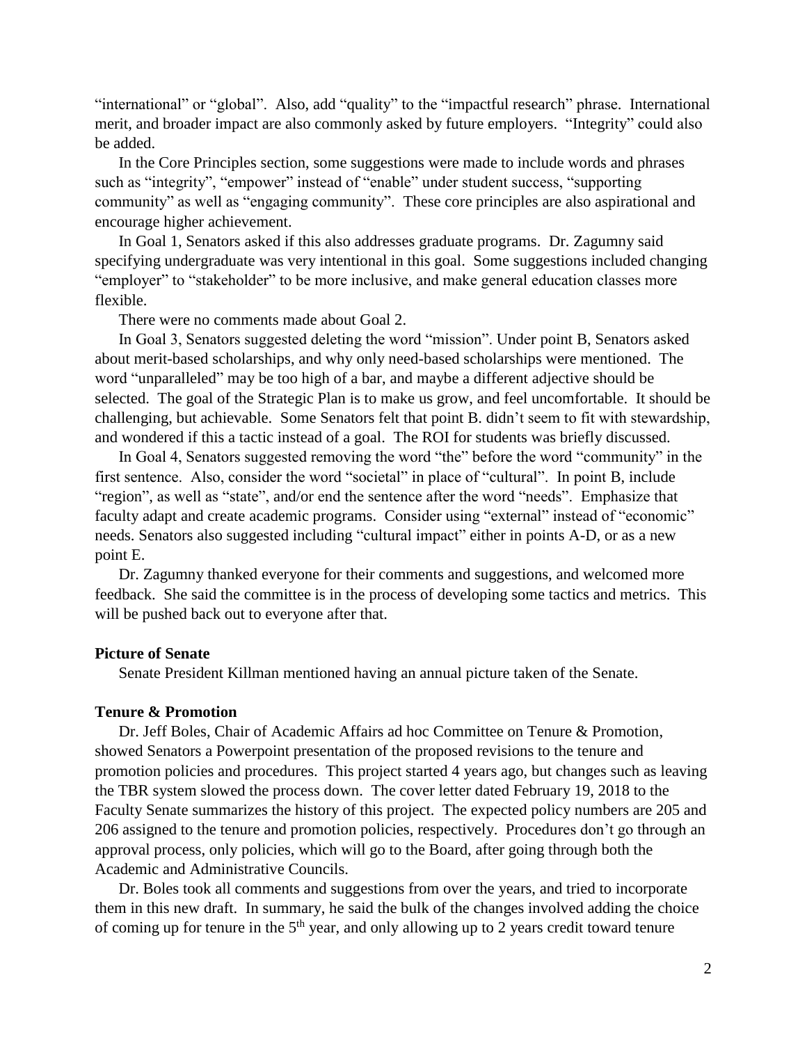"international" or "global". Also, add "quality" to the "impactful research" phrase. International merit, and broader impact are also commonly asked by future employers. "Integrity" could also be added.

In the Core Principles section, some suggestions were made to include words and phrases such as "integrity", "empower" instead of "enable" under student success, "supporting community" as well as "engaging community". These core principles are also aspirational and encourage higher achievement.

In Goal 1, Senators asked if this also addresses graduate programs. Dr. Zagumny said specifying undergraduate was very intentional in this goal. Some suggestions included changing "employer" to "stakeholder" to be more inclusive, and make general education classes more flexible.

There were no comments made about Goal 2.

In Goal 3, Senators suggested deleting the word "mission". Under point B, Senators asked about merit-based scholarships, and why only need-based scholarships were mentioned. The word "unparalleled" may be too high of a bar, and maybe a different adjective should be selected. The goal of the Strategic Plan is to make us grow, and feel uncomfortable. It should be challenging, but achievable. Some Senators felt that point B. didn't seem to fit with stewardship, and wondered if this a tactic instead of a goal. The ROI for students was briefly discussed.

In Goal 4, Senators suggested removing the word "the" before the word "community" in the first sentence. Also, consider the word "societal" in place of "cultural". In point B, include "region", as well as "state", and/or end the sentence after the word "needs". Emphasize that faculty adapt and create academic programs. Consider using "external" instead of "economic" needs. Senators also suggested including "cultural impact" either in points A-D, or as a new point E.

Dr. Zagumny thanked everyone for their comments and suggestions, and welcomed more feedback. She said the committee is in the process of developing some tactics and metrics. This will be pushed back out to everyone after that.

**Picture of Senate**

Senate President Killman mentioned having an annual picture taken of the Senate.

**Tenure & Promotion**

Dr. Jeff Boles, Chair of Academic Affairs ad hoc Committee on Tenure & Promotion, showed Senators a Powerpoint presentation of the proposed revisions to the tenure and promotion policies and procedures. This project started 4 years ago, but changes such as leaving the TBR system slowed the process down. The cover letter dated February 19, 2018 to the Faculty Senate summarizes the history of this project. The expected policy numbers are 205 and 206 assigned to the tenure and promotion policies, respectively. Procedures don't go through an approval process, only policies, which will go to the Board, after going through both the Academic and Administrative Councils.

Dr. Boles took all comments and suggestions from over the years, and tried to incorporate them in this new draft. In summary, he said the bulk of the changes involved adding the choice of coming up for tenure in the 5th year, and only allowing up to 2 years credit toward tenure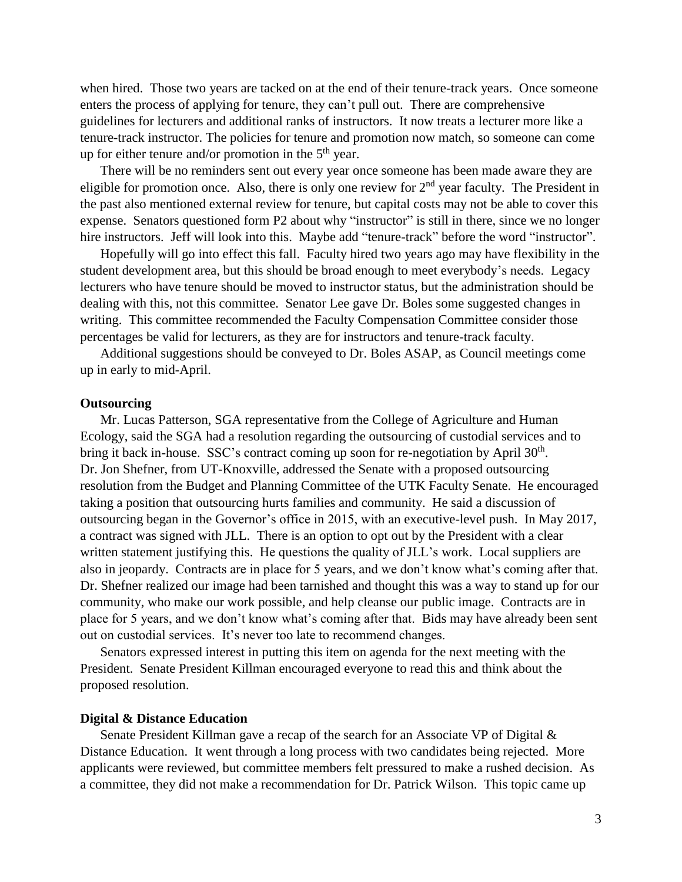when hired. Those two years are tacked on at the end of their tenure-track years. Once someone enters the process of applying for tenure, they can't pull out. There are comprehensive guidelines for lecturers and additional ranks of instructors. It now treats a lecturer more like a tenure-track instructor. The policies for tenure and promotion now match, so someone can come up for either tenure and/or promotion in the 5th year.

There will be no reminders sent out every year once someone has been made aware they are eligible for promotion once. Also, there is only one review for 2nd year faculty. The President in the past also mentioned external review for tenure, but capital costs may not be able to cover this expense. Senators questioned form P2 about why "instructor" is still in there, since we no longer hire instructors. Jeff will look into this. Maybe add "tenure-track" before the word "instructor".

Hopefully will go into effect this fall. Faculty hired two years ago may have flexibility in the student development area, but this should be broad enough to meet everybody's needs. Legacy lecturers who have tenure should be moved to instructor status, but the administration should be dealing with this, not this committee. Senator Lee gave Dr. Boles some suggested changes in writing. This committee recommended the Faculty Compensation Committee consider those percentages be valid for lecturers, as they are for instructors and tenure-track faculty.

Additional suggestions should be conveyed to Dr. Boles ASAP, as Council meetings come up in early to mid-April.

**Outsourcing**

Mr. Lucas Patterson, SGA representative from the College of Agriculture and Human Ecology, said the SGA had a resolution regarding the outsourcing of custodial services and to bring it back in-house. SSC's contract coming up soon for re-negotiation by April 30th. Dr. Jon Shefner, from UT-Knoxville, addressed the Senate with a proposed outsourcing resolution from the Budget and Planning Committee of the UTK Faculty Senate. He encouraged taking a position that outsourcing hurts families and community. He said a discussion of outsourcing began in the Governor's office in 2015, with an executive-level push. In May 2017, a contract was signed with JLL. There is an option to opt out by the President with a clear written statement justifying this. He questions the quality of JLL's work. Local suppliers are also in jeopardy. Contracts are in place for 5 years, and we don't know what's coming after that. Dr. Shefner realized our image had been tarnished and thought this was a way to stand up for our community, who make our work possible, and help cleanse our public image. Contracts are in place for 5 years, and we don't know what's coming after that. Bids may have already been sent out on custodial services. It's never too late to recommend changes.

Senators expressed interest in putting this item on agenda for the next meeting with the President. Senate President Killman encouraged everyone to read this and think about the proposed resolution.

**Digital & Distance Education**

Senate President Killman gave a recap of the search for an Associate VP of Digital & Distance Education. It went through a long process with two candidates being rejected. More applicants were reviewed, but committee members felt pressured to make a rushed decision. As a committee, they did not make a recommendation for Dr. Patrick Wilson. This topic came up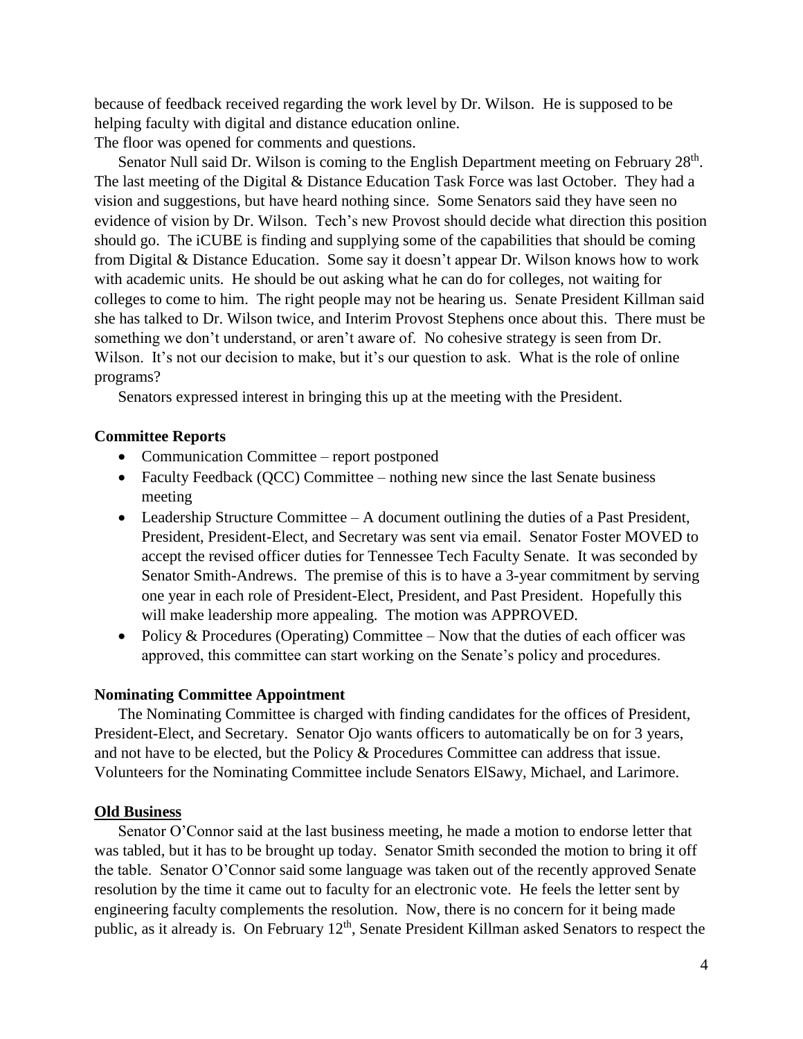because of feedback received regarding the work level by Dr. Wilson. He is supposed to be helping faculty with digital and distance education online.
The floor was opened for comments and questions.

Senator Null said Dr. Wilson is coming to the English Department meeting on February 28th. The last meeting of the Digital & Distance Education Task Force was last October. They had a vision and suggestions, but have heard nothing since. Some Senators said they have seen no evidence of vision by Dr. Wilson. Tech's new Provost should decide what direction this position should go. The iCUBE is finding and supplying some of the capabilities that should be coming from Digital & Distance Education. Some say it doesn't appear Dr. Wilson knows how to work with academic units. He should be out asking what he can do for colleges, not waiting for colleges to come to him. The right people may not be hearing us. Senate President Killman said she has talked to Dr. Wilson twice, and Interim Provost Stephens once about this. There must be something we don't understand, or aren't aware of. No cohesive strategy is seen from Dr. Wilson. It's not our decision to make, but it's our question to ask. What is the role of online programs?

Senators expressed interest in bringing this up at the meeting with the President.

**Committee Reports**

- Communication Committee – report postponed
- Faculty Feedback (QCC) Committee – nothing new since the last Senate business meeting
- Leadership Structure Committee – A document outlining the duties of a Past President, President, President-Elect, and Secretary was sent via email. Senator Foster MOVED to accept the revised officer duties for Tennessee Tech Faculty Senate. It was seconded by Senator Smith-Andrews. The premise of this is to have a 3-year commitment by serving one year in each role of President-Elect, President, and Past President. Hopefully this will make leadership more appealing. The motion was APPROVED.
- Policy & Procedures (Operating) Committee – Now that the duties of each officer was approved, this committee can start working on the Senate's policy and procedures.

**Nominating Committee Appointment**

The Nominating Committee is charged with finding candidates for the offices of President, President-Elect, and Secretary. Senator Ojo wants officers to automatically be on for 3 years, and not have to be elected, but the Policy & Procedures Committee can address that issue. Volunteers for the Nominating Committee include Senators ElSawy, Michael, and Larimore.

**Old Business**

Senator O'Connor said at the last business meeting, he made a motion to endorse letter that was tabled, but it has to be brought up today. Senator Smith seconded the motion to bring it off the table. Senator O'Connor said some language was taken out of the recently approved Senate resolution by the time it came out to faculty for an electronic vote. He feels the letter sent by engineering faculty complements the resolution. Now, there is no concern for it being made public, as it already is. On February 12th, Senate President Killman asked Senators to respect the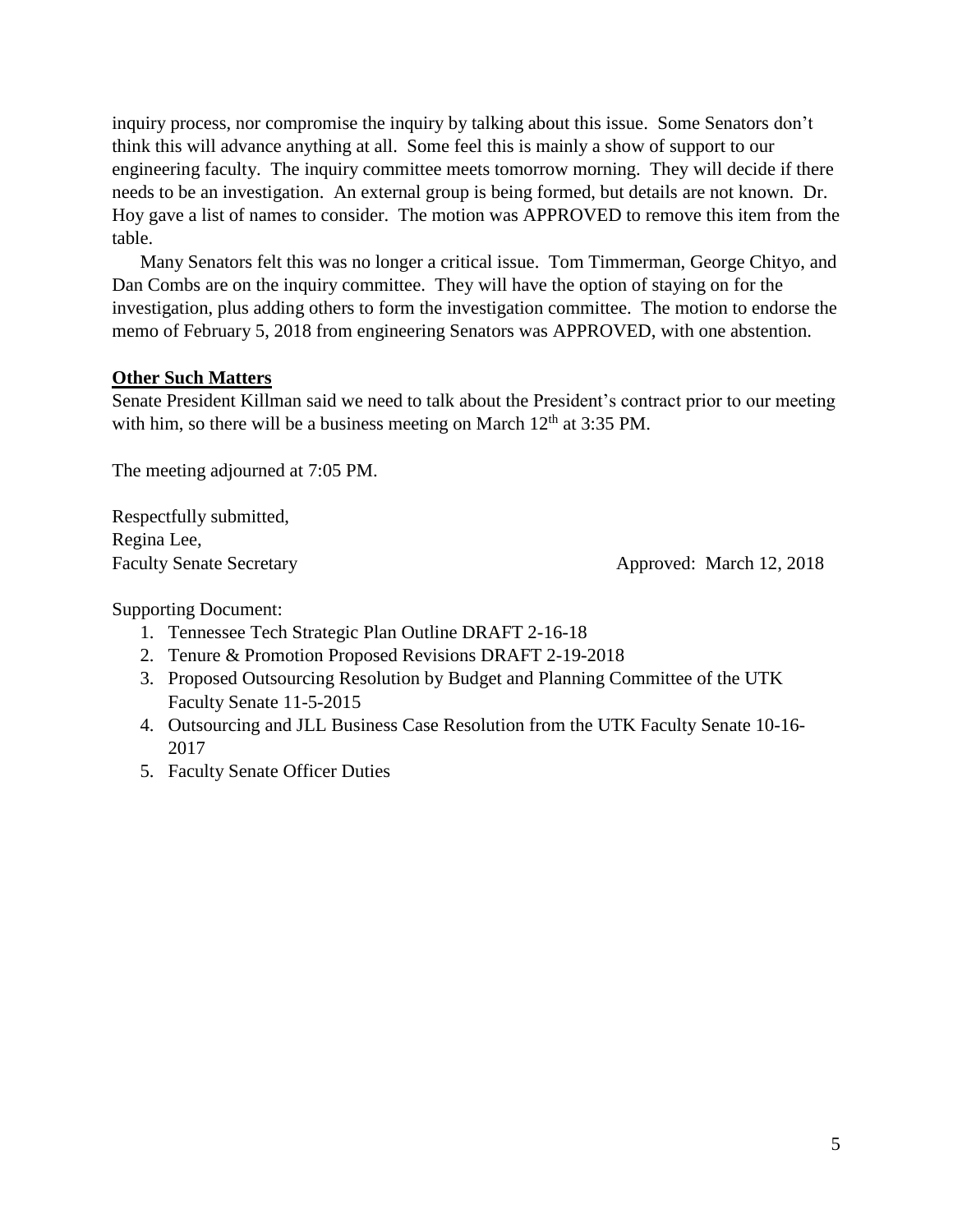inquiry process, nor compromise the inquiry by talking about this issue. Some Senators don't think this will advance anything at all. Some feel this is mainly a show of support to our engineering faculty. The inquiry committee meets tomorrow morning. They will decide if there needs to be an investigation. An external group is being formed, but details are not known. Dr. Hoy gave a list of names to consider. The motion was APPROVED to remove this item from the table.

Many Senators felt this was no longer a critical issue. Tom Timmerman, George Chityo, and Dan Combs are on the inquiry committee. They will have the option of staying on for the investigation, plus adding others to form the investigation committee. The motion to endorse the memo of February 5, 2018 from engineering Senators was APPROVED, with one abstention.

**Other Such Matters**

Senate President Killman said we need to talk about the President's contract prior to our meeting with him, so there will be a business meeting on March 12th at 3:35 PM.

The meeting adjourned at 7:05 PM.

Respectfully submitted,
Regina Lee,
Faculty Senate Secretary

Approved: March 12, 2018

Supporting Document:

1. Tennessee Tech Strategic Plan Outline DRAFT 2-16-18
2. Tenure & Promotion Proposed Revisions DRAFT 2-19-2018
3. Proposed Outsourcing Resolution by Budget and Planning Committee of the UTK Faculty Senate 11-5-2015
4. Outsourcing and JLL Business Case Resolution from the UTK Faculty Senate 10-16-2017
5. Faculty Senate Officer Duties